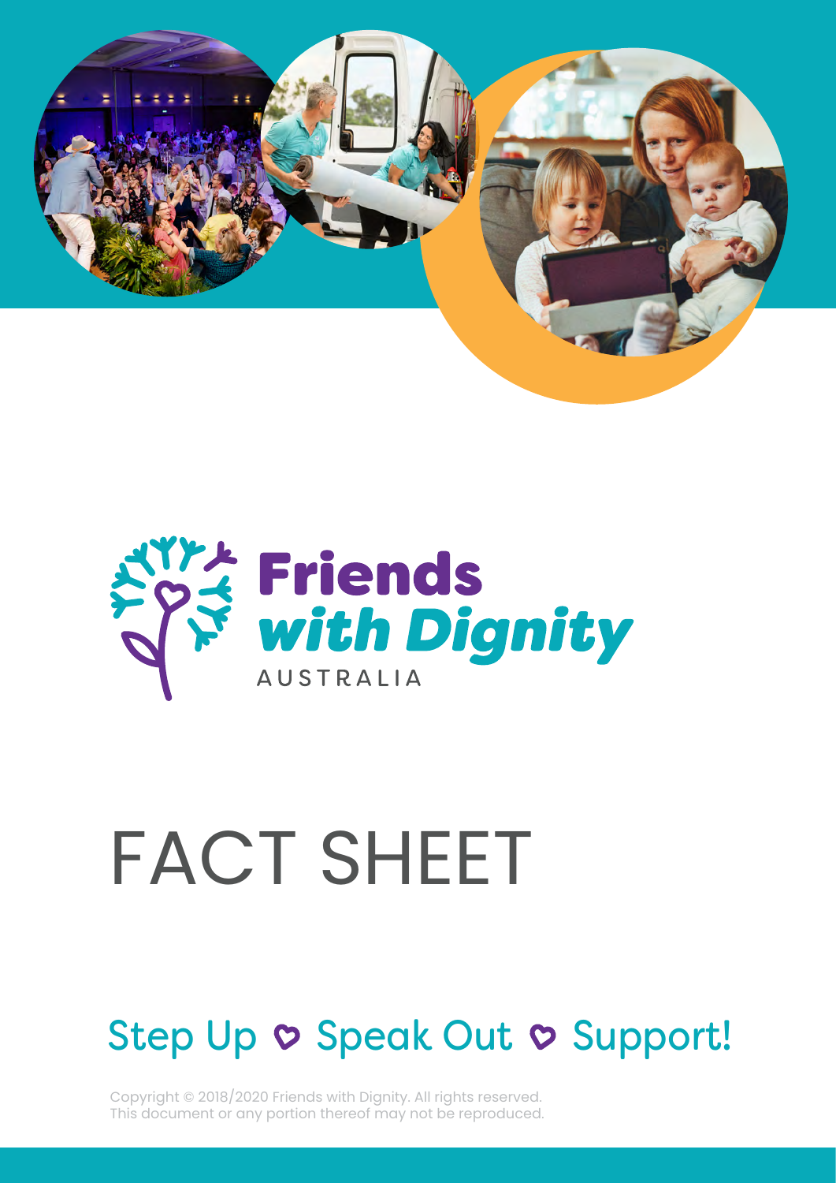Friends *with Dignity*

AUSTRALIA

# FACT SHEET

## Step Up ♡ Speak Out ♡ Support!

Copyright © 2018/2020 Friends with Dignity. All rights reserved.
This document or any portion thereof may not be reproduced.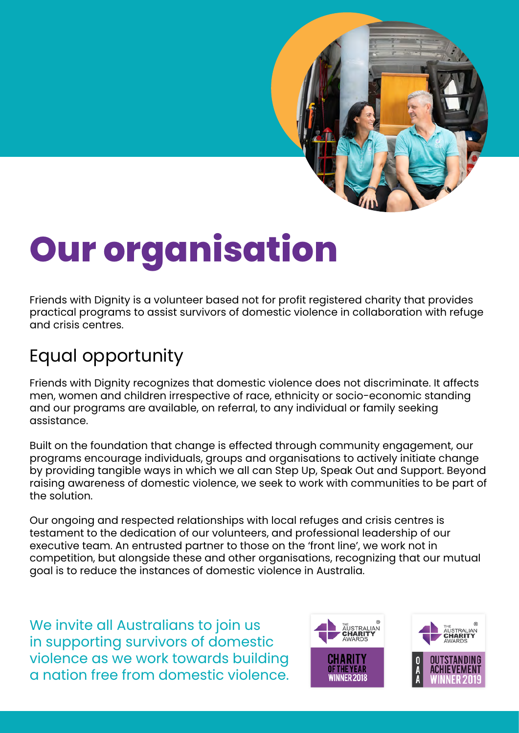# Our organisation

Friends with Dignity is a volunteer based not for profit registered charity that provides practical programs to assist survivors of domestic violence in collaboration with refuge and crisis centres.

## Equal opportunity

Friends with Dignity recognizes that domestic violence does not discriminate. It affects men, women and children irrespective of race, ethnicity or socio-economic standing and our programs are available, on referral, to any individual or family seeking assistance.

Built on the foundation that change is effected through community engagement, our programs encourage individuals, groups and organisations to actively initiate change by providing tangible ways in which we all can Step Up, Speak Out and Support. Beyond raising awareness of domestic violence, we seek to work with communities to be part of the solution.

Our ongoing and respected relationships with local refuges and crisis centres is testament to the dedication of our volunteers, and professional leadership of our executive team. An entrusted partner to those on the 'front line', we work not in competition, but alongside these and other organisations, recognizing that our mutual goal is to reduce the instances of domestic violence in Australia.

We invite all Australians to join us in supporting survivors of domestic violence as we work towards building a nation free from domestic violence.

The Australian Charity Awards — Charity of the Year Winner 2018

The Australian Charity Awards — OAA Outstanding Achievement Winner 2019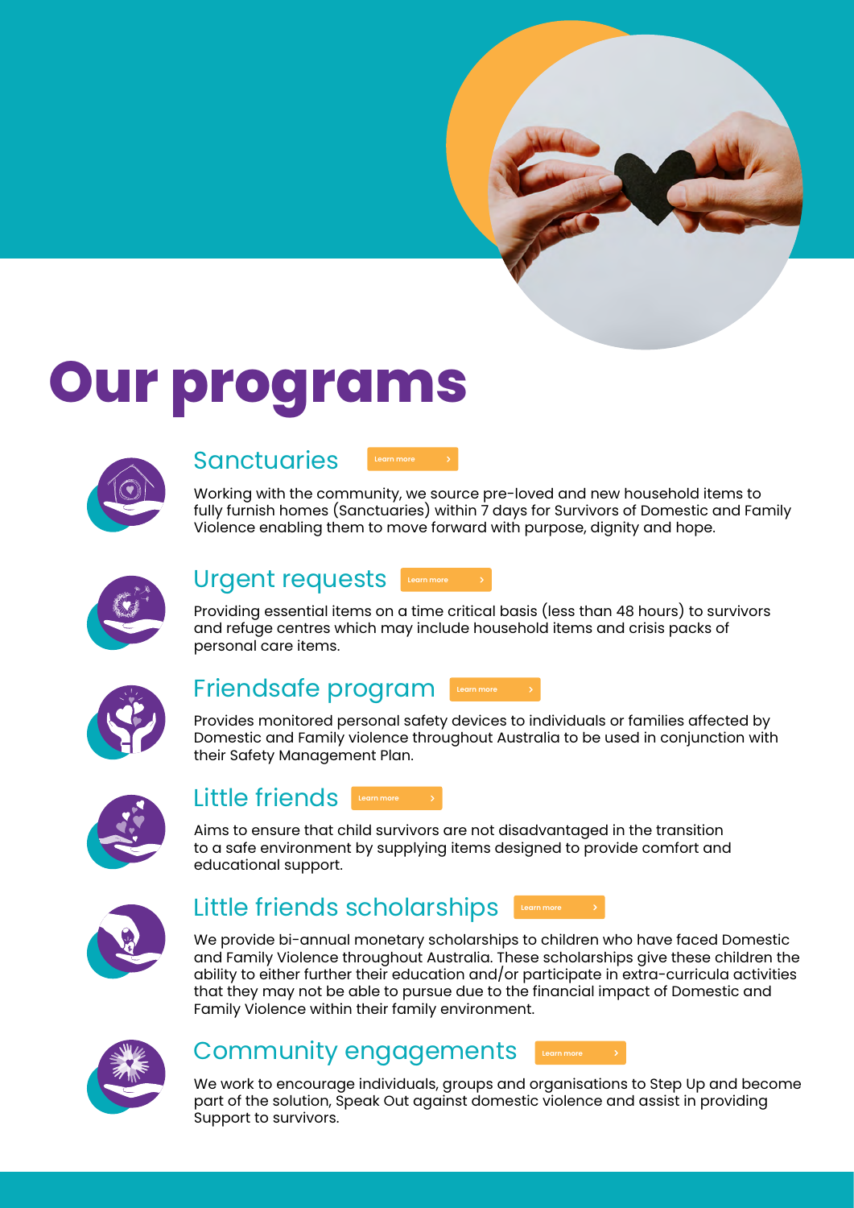# Our programs

## Sanctuaries

Learn more

Working with the community, we source pre-loved and new household items to fully furnish homes (Sanctuaries) within 7 days for Survivors of Domestic and Family Violence enabling them to move forward with purpose, dignity and hope.

## Urgent requests

Learn more

Providing essential items on a time critical basis (less than 48 hours) to survivors and refuge centres which may include household items and crisis packs of personal care items.

## Friendsafe program

Learn more

Provides monitored personal safety devices to individuals or families affected by Domestic and Family violence throughout Australia to be used in conjunction with their Safety Management Plan.

## Little friends

Learn more

Aims to ensure that child survivors are not disadvantaged in the transition to a safe environment by supplying items designed to provide comfort and educational support.

## Little friends scholarships

Learn more

We provide bi-annual monetary scholarships to children who have faced Domestic and Family Violence throughout Australia. These scholarships give these children the ability to either further their education and/or participate in extra-curricula activities that they may not be able to pursue due to the financial impact of Domestic and Family Violence within their family environment.

## Community engagements

Learn more

We work to encourage individuals, groups and organisations to Step Up and become part of the solution, Speak Out against domestic violence and assist in providing Support to survivors.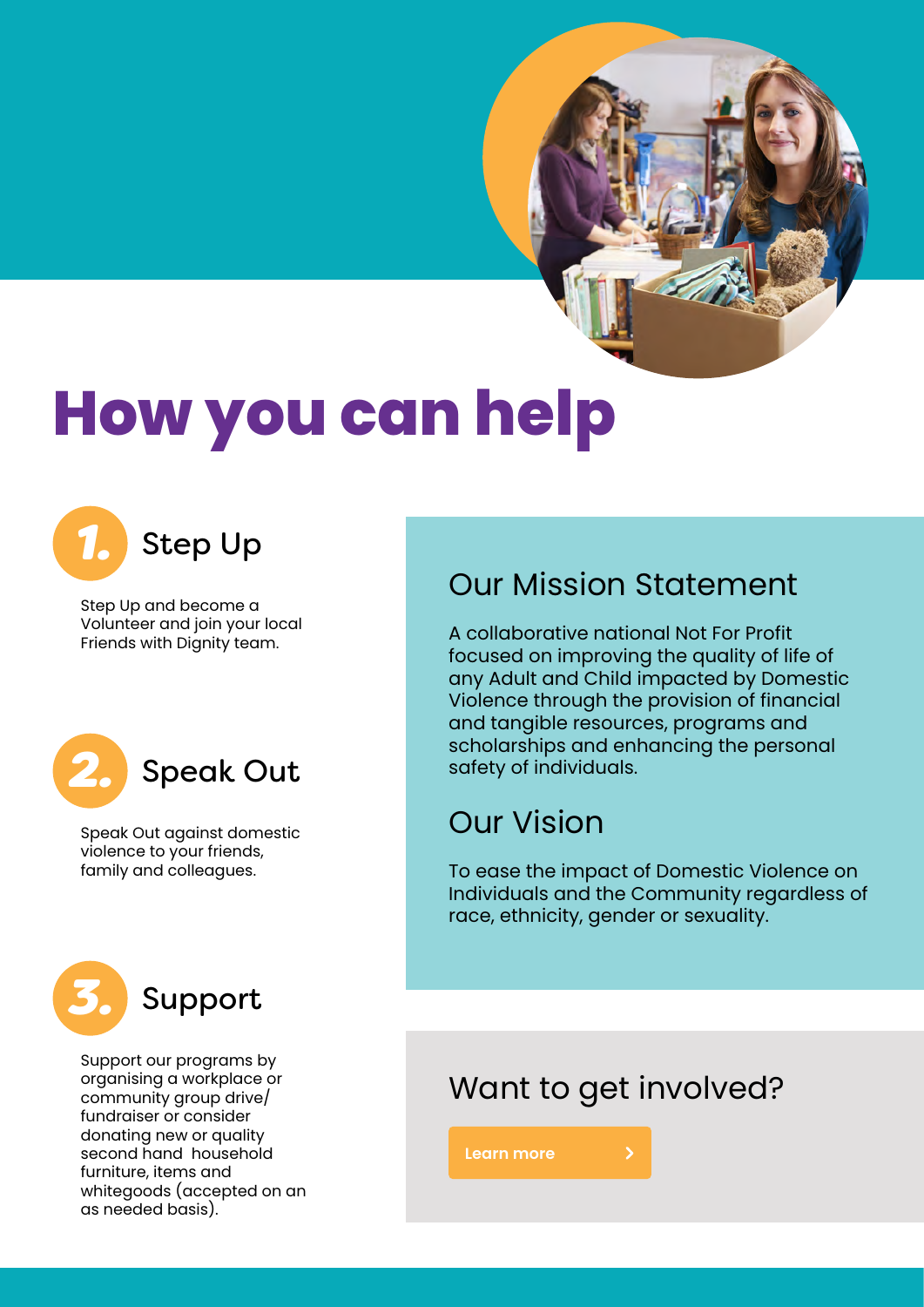# How you can help

## 1. Step Up

Step Up and become a Volunteer and join your local Friends with Dignity team.

## 2. Speak Out

Speak Out against domestic violence to your friends, family and colleagues.

## 3. Support

Support our programs by organising a workplace or community group drive/ fundraiser or consider donating new or quality second hand household furniture, items and whitegoods (accepted on an as needed basis).

## Our Mission Statement

A collaborative national Not For Profit focused on improving the quality of life of any Adult and Child impacted by Domestic Violence through the provision of financial and tangible resources, programs and scholarships and enhancing the personal safety of individuals.

## Our Vision

To ease the impact of Domestic Violence on Individuals and the Community regardless of race, ethnicity, gender or sexuality.

## Want to get involved?

Learn more >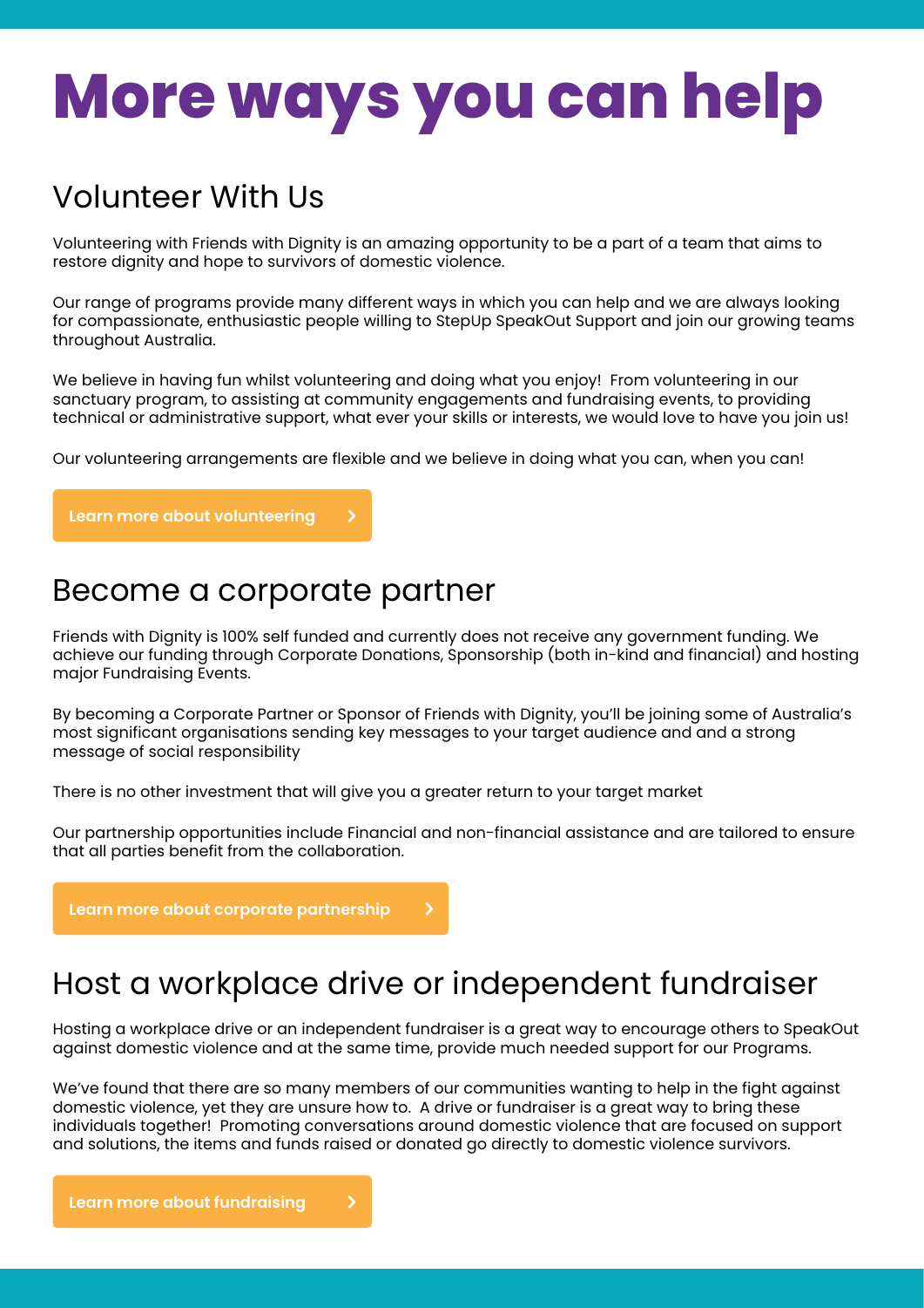# More ways you can help

## Volunteer With Us

Volunteering with Friends with Dignity is an amazing opportunity to be a part of a team that aims to restore dignity and hope to survivors of domestic violence.

Our range of programs provide many different ways in which you can help and we are always looking for compassionate, enthusiastic people willing to StepUp SpeakOut Support and join our growing teams throughout Australia.

We believe in having fun whilst volunteering and doing what you enjoy! From volunteering in our sanctuary program, to assisting at community engagements and fundraising events, to providing technical or administrative support, what ever your skills or interests, we would love to have you join us!

Our volunteering arrangements are flexible and we believe in doing what you can, when you can!

**Learn more about volunteering** >

## Become a corporate partner

Friends with Dignity is 100% self funded and currently does not receive any government funding. We achieve our funding through Corporate Donations, Sponsorship (both in-kind and financial) and hosting major Fundraising Events.

By becoming a Corporate Partner or Sponsor of Friends with Dignity, you'll be joining some of Australia's most significant organisations sending key messages to your target audience and and a strong message of social responsibility

There is no other investment that will give you a greater return to your target market

Our partnership opportunities include Financial and non-financial assistance and are tailored to ensure that all parties benefit from the collaboration.

**Learn more about corporate partnership** >

## Host a workplace drive or independent fundraiser

Hosting a workplace drive or an independent fundraiser is a great way to encourage others to SpeakOut against domestic violence and at the same time, provide much needed support for our Programs.

We've found that there are so many members of our communities wanting to help in the fight against domestic violence, yet they are unsure how to. A drive or fundraiser is a great way to bring these individuals together! Promoting conversations around domestic violence that are focused on support and solutions, the items and funds raised or donated go directly to domestic violence survivors.

**Learn more about fundraising** >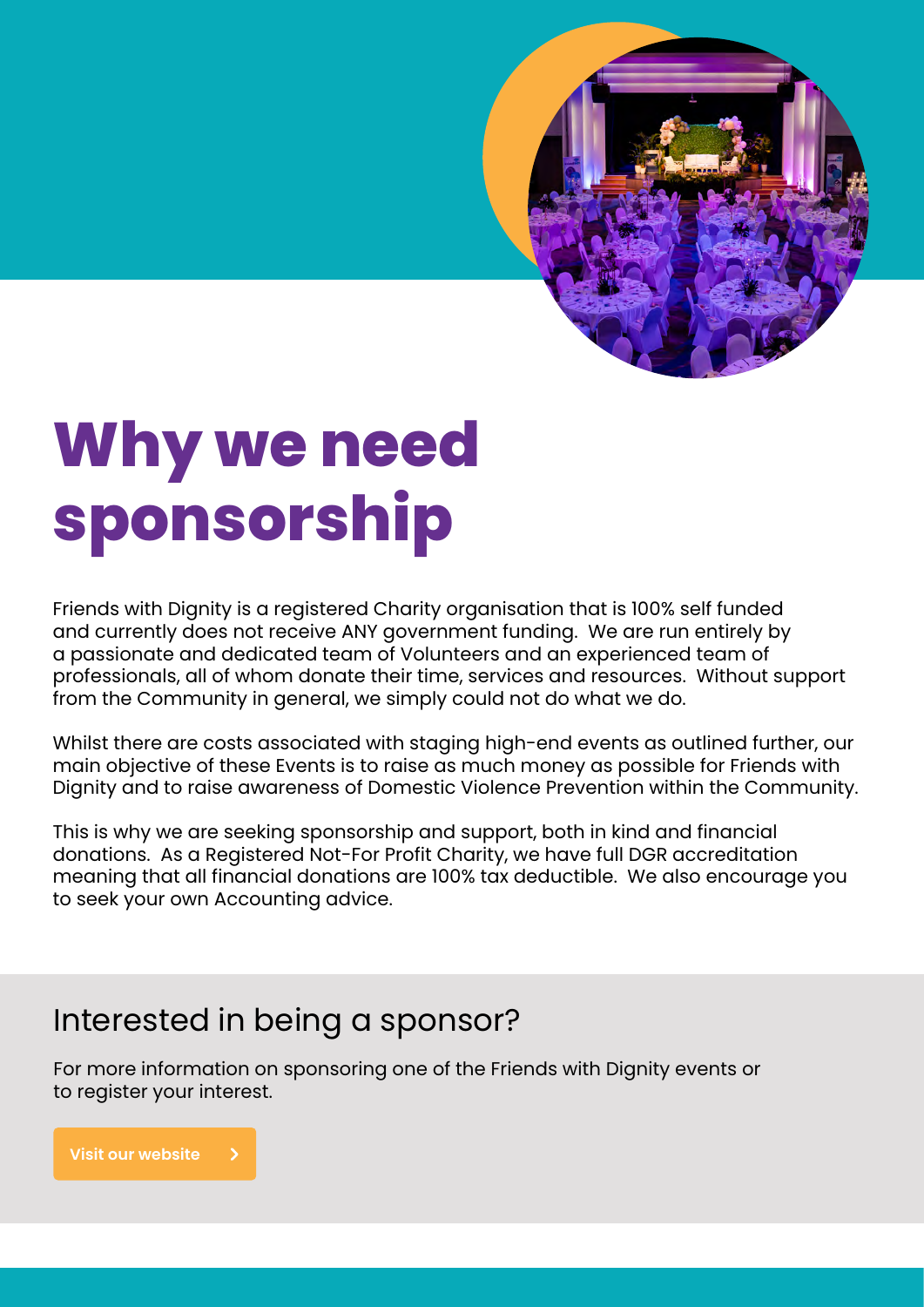# Why we need sponsorship

Friends with Dignity is a registered Charity organisation that is 100% self funded and currently does not receive ANY government funding. We are run entirely by a passionate and dedicated team of Volunteers and an experienced team of professionals, all of whom donate their time, services and resources. Without support from the Community in general, we simply could not do what we do.

Whilst there are costs associated with staging high-end events as outlined further, our main objective of these Events is to raise as much money as possible for Friends with Dignity and to raise awareness of Domestic Violence Prevention within the Community.

This is why we are seeking sponsorship and support, both in kind and financial donations. As a Registered Not-For Profit Charity, we have full DGR accreditation meaning that all financial donations are 100% tax deductible. We also encourage you to seek your own Accounting advice.

## Interested in being a sponsor?

For more information on sponsoring one of the Friends with Dignity events or to register your interest.

**Visit our website >**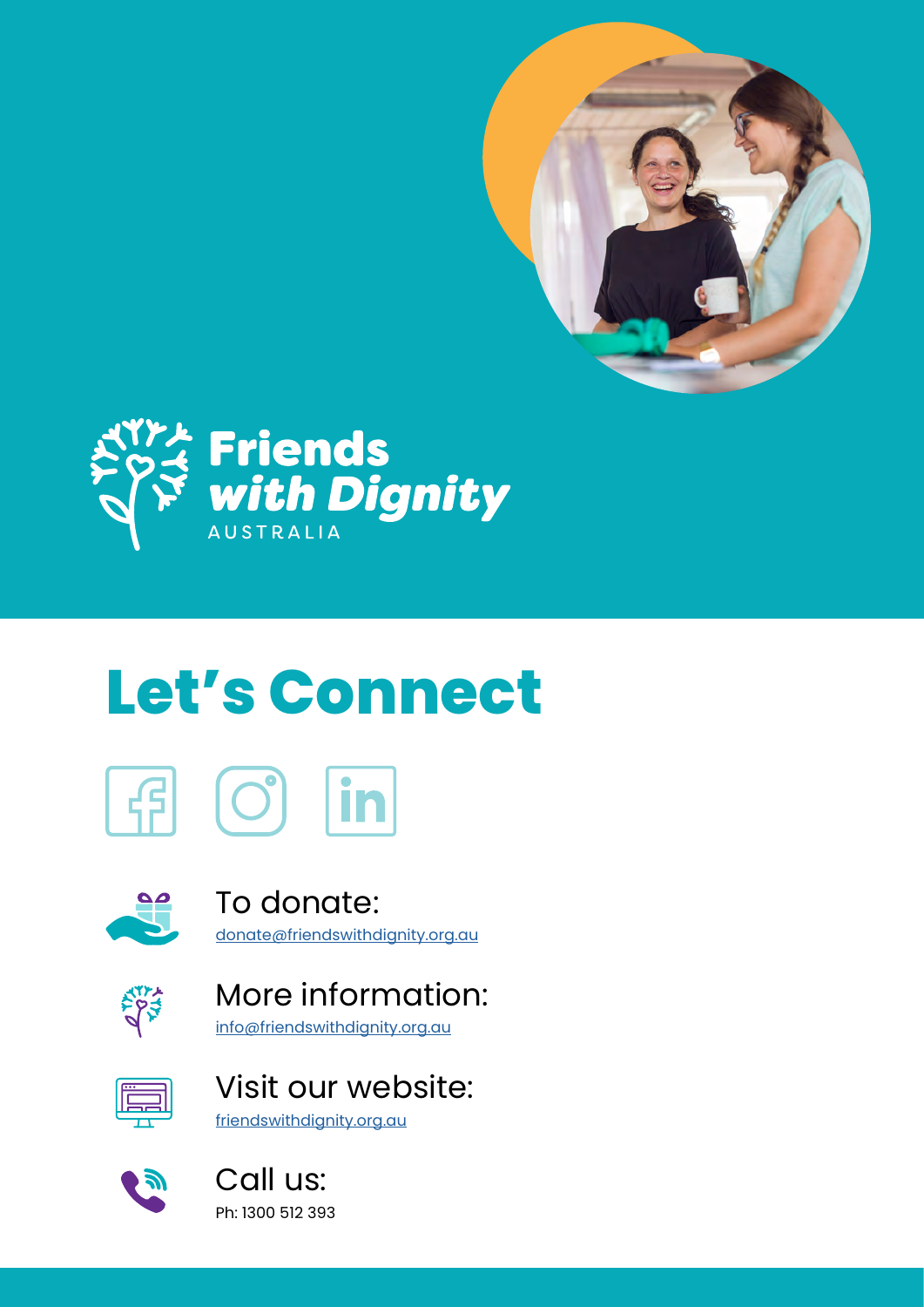Friends *with Dignity*
AUSTRALIA

# Let's Connect

To donate:
donate@friendswithdignity.org.au

More information:
info@friendswithdignity.org.au

Visit our website:
friendswithdignity.org.au

Call us:
Ph: 1300 512 393